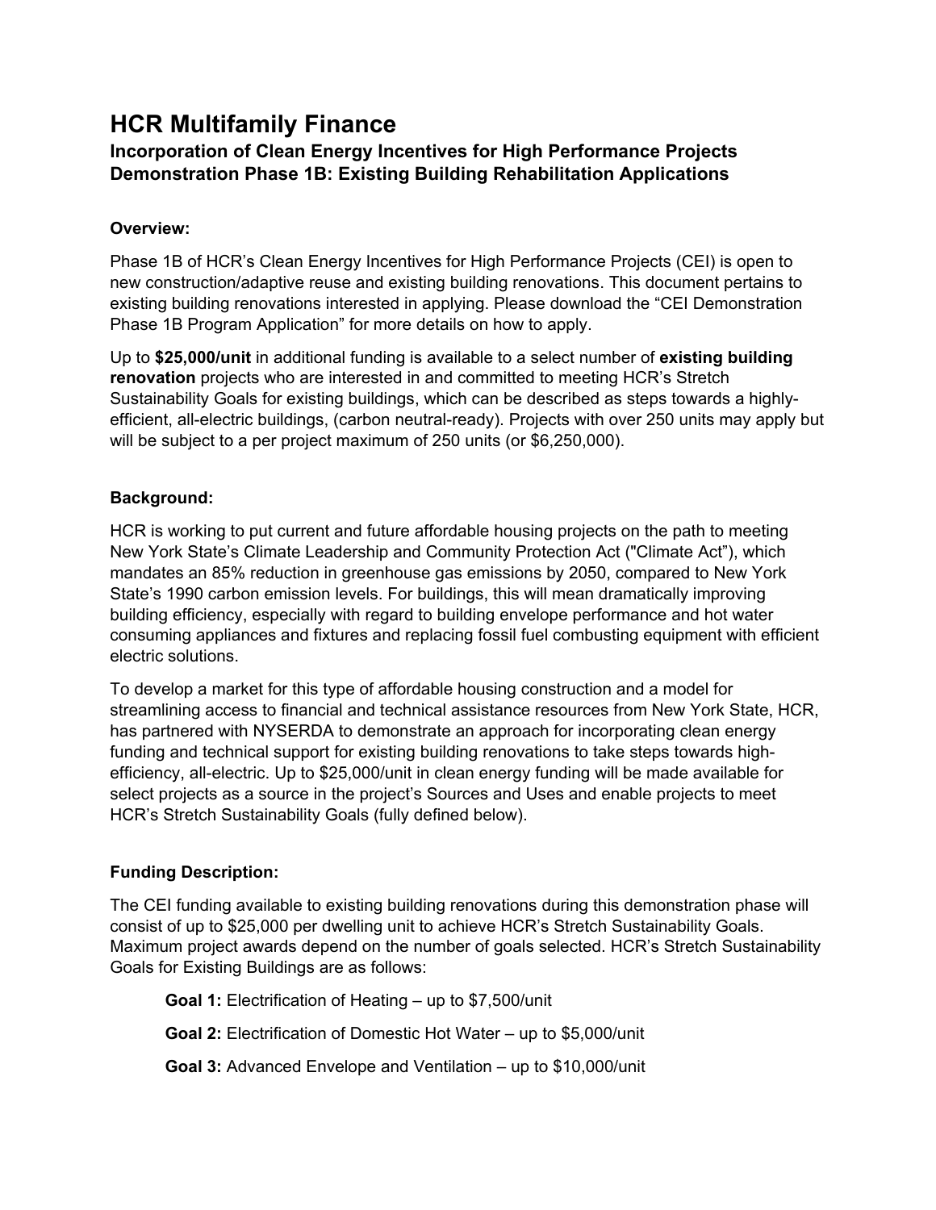# HCR Multifamily Finance

## Incorporation of Clean Energy Incentives for High Performance Projects Demonstration Phase 1B: Existing Building Rehabilitation Applications

### Overview:

Phase 1B of HCR's Clean Energy Incentives for High Performance Projects (CEI) is open to new construction/adaptive reuse and existing building renovations. This document pertains to existing building renovations interested in applying. Please download the "CEI Demonstration Phase 1B Program Application" for more details on how to apply.

Up to **$25,000/unit** in additional funding is available to a select number of **existing building renovation** projects who are interested in and committed to meeting HCR's Stretch Sustainability Goals for existing buildings, which can be described as steps towards a highly-efficient, all-electric buildings, (carbon neutral-ready). Projects with over 250 units may apply but will be subject to a per project maximum of 250 units (or $6,250,000).

### Background:

HCR is working to put current and future affordable housing projects on the path to meeting New York State's Climate Leadership and Community Protection Act ("Climate Act"), which mandates an 85% reduction in greenhouse gas emissions by 2050, compared to New York State's 1990 carbon emission levels. For buildings, this will mean dramatically improving building efficiency, especially with regard to building envelope performance and hot water consuming appliances and fixtures and replacing fossil fuel combusting equipment with efficient electric solutions.

To develop a market for this type of affordable housing construction and a model for streamlining access to financial and technical assistance resources from New York State, HCR, has partnered with NYSERDA to demonstrate an approach for incorporating clean energy funding and technical support for existing building renovations to take steps towards high-efficiency, all-electric. Up to $25,000/unit in clean energy funding will be made available for select projects as a source in the project's Sources and Uses and enable projects to meet HCR's Stretch Sustainability Goals (fully defined below).

### Funding Description:

The CEI funding available to existing building renovations during this demonstration phase will consist of up to $25,000 per dwelling unit to achieve HCR's Stretch Sustainability Goals. Maximum project awards depend on the number of goals selected. HCR's Stretch Sustainability Goals for Existing Buildings are as follows:

**Goal 1:** Electrification of Heating – up to $7,500/unit

**Goal 2:** Electrification of Domestic Hot Water – up to $5,000/unit

**Goal 3:** Advanced Envelope and Ventilation – up to $10,000/unit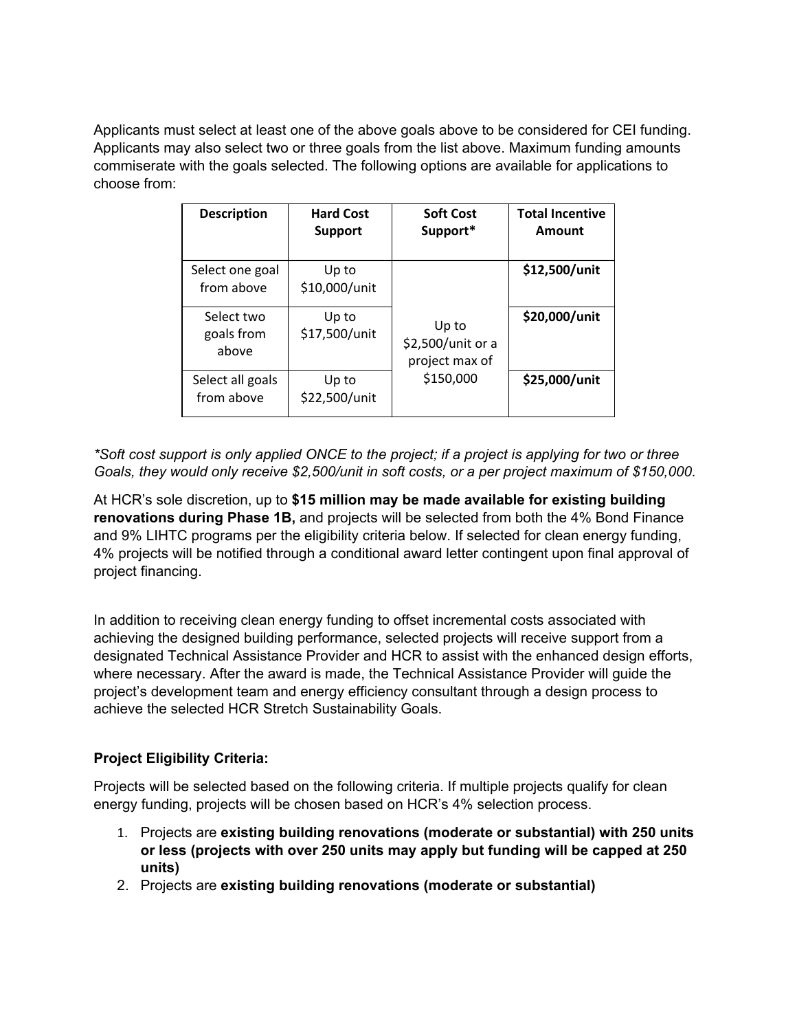Applicants must select at least one of the above goals above to be considered for CEI funding. Applicants may also select two or three goals from the list above. Maximum funding amounts commiserate with the goals selected. The following options are available for applications to choose from:

| Description | Hard Cost Support | Soft Cost Support* | Total Incentive Amount |
| --- | --- | --- | --- |
| Select one goal from above | Up to $10,000/unit | Up to $2,500/unit or a project max of $150,000 | **$12,500/unit** |
| Select two goals from above | Up to $17,500/unit | | **$20,000/unit** |
| Select all goals from above | Up to $22,500/unit | | **$25,000/unit** |

*\*Soft cost support is only applied ONCE to the project; if a project is applying for two or three Goals, they would only receive $2,500/unit in soft costs, or a per project maximum of $150,000.*

At HCR's sole discretion, up to **$15 million may be made available for existing building renovations during Phase 1B,** and projects will be selected from both the 4% Bond Finance and 9% LIHTC programs per the eligibility criteria below. If selected for clean energy funding, 4% projects will be notified through a conditional award letter contingent upon final approval of project financing.

In addition to receiving clean energy funding to offset incremental costs associated with achieving the designed building performance, selected projects will receive support from a designated Technical Assistance Provider and HCR to assist with the enhanced design efforts, where necessary. After the award is made, the Technical Assistance Provider will guide the project's development team and energy efficiency consultant through a design process to achieve the selected HCR Stretch Sustainability Goals.

**Project Eligibility Criteria:**

Projects will be selected based on the following criteria. If multiple projects qualify for clean energy funding, projects will be chosen based on HCR's 4% selection process.

1. Projects are **existing building renovations (moderate or substantial) with 250 units or less (projects with over 250 units may apply but funding will be capped at 250 units)**
2. Projects are **existing building renovations (moderate or substantial)**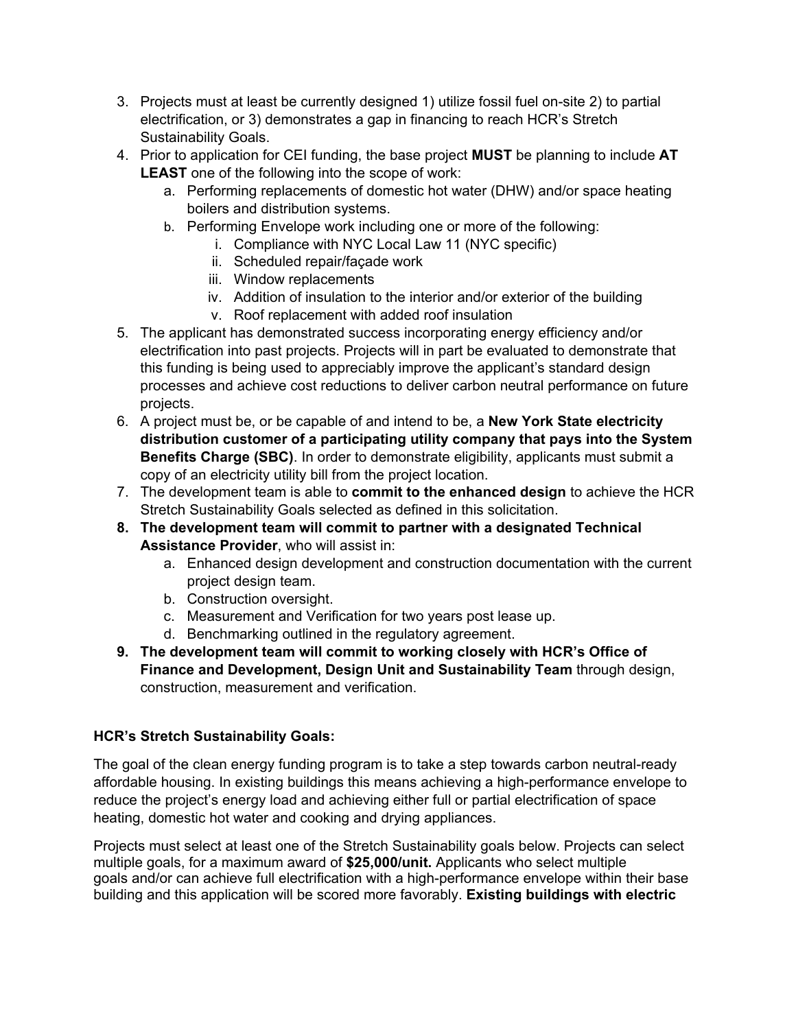3. Projects must at least be currently designed 1) utilize fossil fuel on-site 2) to partial electrification, or 3) demonstrates a gap in financing to reach HCR's Stretch Sustainability Goals.
4. Prior to application for CEI funding, the base project **MUST** be planning to include **AT LEAST** one of the following into the scope of work:
    a. Performing replacements of domestic hot water (DHW) and/or space heating boilers and distribution systems.
    b. Performing Envelope work including one or more of the following:
        i. Compliance with NYC Local Law 11 (NYC specific)
        ii. Scheduled repair/façade work
        iii. Window replacements
        iv. Addition of insulation to the interior and/or exterior of the building
        v. Roof replacement with added roof insulation
5. The applicant has demonstrated success incorporating energy efficiency and/or electrification into past projects. Projects will in part be evaluated to demonstrate that this funding is being used to appreciably improve the applicant's standard design processes and achieve cost reductions to deliver carbon neutral performance on future projects.
6. A project must be, or be capable of and intend to be, a **New York State electricity distribution customer of a participating utility company that pays into the System Benefits Charge (SBC)**. In order to demonstrate eligibility, applicants must submit a copy of an electricity utility bill from the project location.
7. The development team is able to **commit to the enhanced design** to achieve the HCR Stretch Sustainability Goals selected as defined in this solicitation.
8. **The development team will commit to partner with a designated Technical Assistance Provider**, who will assist in:
    a. Enhanced design development and construction documentation with the current project design team.
    b. Construction oversight.
    c. Measurement and Verification for two years post lease up.
    d. Benchmarking outlined in the regulatory agreement.
9. **The development team will commit to working closely with HCR's Office of Finance and Development, Design Unit and Sustainability Team** through design, construction, measurement and verification.

**HCR's Stretch Sustainability Goals:**

The goal of the clean energy funding program is to take a step towards carbon neutral-ready affordable housing. In existing buildings this means achieving a high-performance envelope to reduce the project's energy load and achieving either full or partial electrification of space heating, domestic hot water and cooking and drying appliances.

Projects must select at least one of the Stretch Sustainability goals below. Projects can select multiple goals, for a maximum award of **$25,000/unit.** Applicants who select multiple goals and/or can achieve full electrification with a high-performance envelope within their base building and this application will be scored more favorably. **Existing buildings with electric**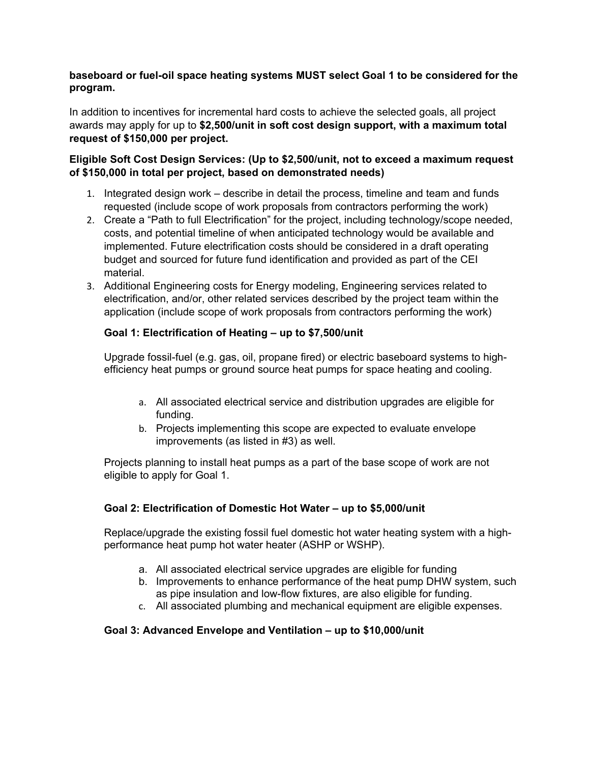**baseboard or fuel-oil space heating systems MUST select Goal 1 to be considered for the program.**

In addition to incentives for incremental hard costs to achieve the selected goals, all project awards may apply for up to **$2,500/unit in soft cost design support, with a maximum total request of $150,000 per project.**

**Eligible Soft Cost Design Services: (Up to $2,500/unit, not to exceed a maximum request of $150,000 in total per project, based on demonstrated needs)**

1. Integrated design work – describe in detail the process, timeline and team and funds requested (include scope of work proposals from contractors performing the work)
2. Create a "Path to full Electrification" for the project, including technology/scope needed, costs, and potential timeline of when anticipated technology would be available and implemented. Future electrification costs should be considered in a draft operating budget and sourced for future fund identification and provided as part of the CEI material.
3. Additional Engineering costs for Energy modeling, Engineering services related to electrification, and/or, other related services described by the project team within the application (include scope of work proposals from contractors performing the work)

### Goal 1: Electrification of Heating – up to $7,500/unit

Upgrade fossil-fuel (e.g. gas, oil, propane fired) or electric baseboard systems to high-efficiency heat pumps or ground source heat pumps for space heating and cooling.

a. All associated electrical service and distribution upgrades are eligible for funding.
b. Projects implementing this scope are expected to evaluate envelope improvements (as listed in #3) as well.

Projects planning to install heat pumps as a part of the base scope of work are not eligible to apply for Goal 1.

### Goal 2: Electrification of Domestic Hot Water – up to $5,000/unit

Replace/upgrade the existing fossil fuel domestic hot water heating system with a high-performance heat pump hot water heater (ASHP or WSHP).

a. All associated electrical service upgrades are eligible for funding
b. Improvements to enhance performance of the heat pump DHW system, such as pipe insulation and low-flow fixtures, are also eligible for funding.
c. All associated plumbing and mechanical equipment are eligible expenses.

### Goal 3: Advanced Envelope and Ventilation – up to $10,000/unit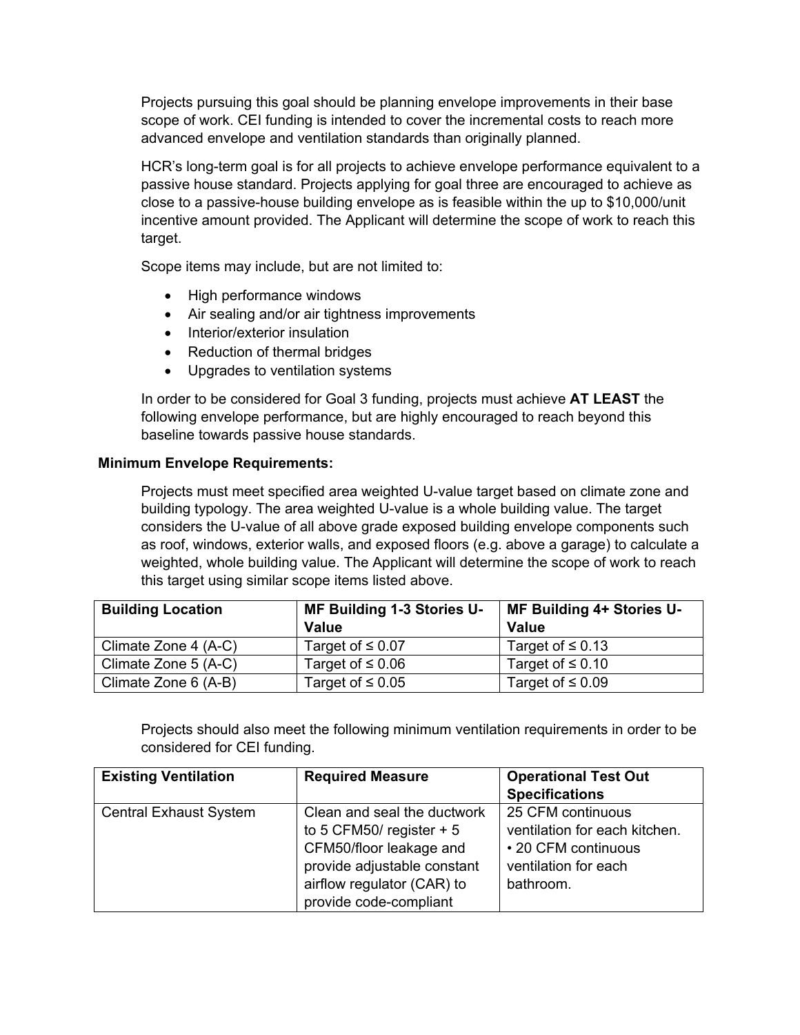Projects pursuing this goal should be planning envelope improvements in their base scope of work. CEI funding is intended to cover the incremental costs to reach more advanced envelope and ventilation standards than originally planned.

HCR's long-term goal is for all projects to achieve envelope performance equivalent to a passive house standard. Projects applying for goal three are encouraged to achieve as close to a passive-house building envelope as is feasible within the up to $10,000/unit incentive amount provided. The Applicant will determine the scope of work to reach this target.

Scope items may include, but are not limited to:

- High performance windows
- Air sealing and/or air tightness improvements
- Interior/exterior insulation
- Reduction of thermal bridges
- Upgrades to ventilation systems

In order to be considered for Goal 3 funding, projects must achieve **AT LEAST** the following envelope performance, but are highly encouraged to reach beyond this baseline towards passive house standards.

**Minimum Envelope Requirements:**

Projects must meet specified area weighted U-value target based on climate zone and building typology. The area weighted U-value is a whole building value. The target considers the U-value of all above grade exposed building envelope components such as roof, windows, exterior walls, and exposed floors (e.g. above a garage) to calculate a weighted, whole building value. The Applicant will determine the scope of work to reach this target using similar scope items listed above.

| Building Location | MF Building 1-3 Stories U-Value | MF Building 4+ Stories U-Value |
|---|---|---|
| Climate Zone 4 (A-C) | Target of ≤ 0.07 | Target of ≤ 0.13 |
| Climate Zone 5 (A-C) | Target of ≤ 0.06 | Target of ≤ 0.10 |
| Climate Zone 6 (A-B) | Target of ≤ 0.05 | Target of ≤ 0.09 |

Projects should also meet the following minimum ventilation requirements in order to be considered for CEI funding.

| Existing Ventilation | Required Measure | Operational Test Out Specifications |
|---|---|---|
| Central Exhaust System | Clean and seal the ductwork to 5 CFM50/ register + 5 CFM50/floor leakage and provide adjustable constant airflow regulator (CAR) to provide code-compliant | 25 CFM continuous ventilation for each kitchen. • 20 CFM continuous ventilation for each bathroom. |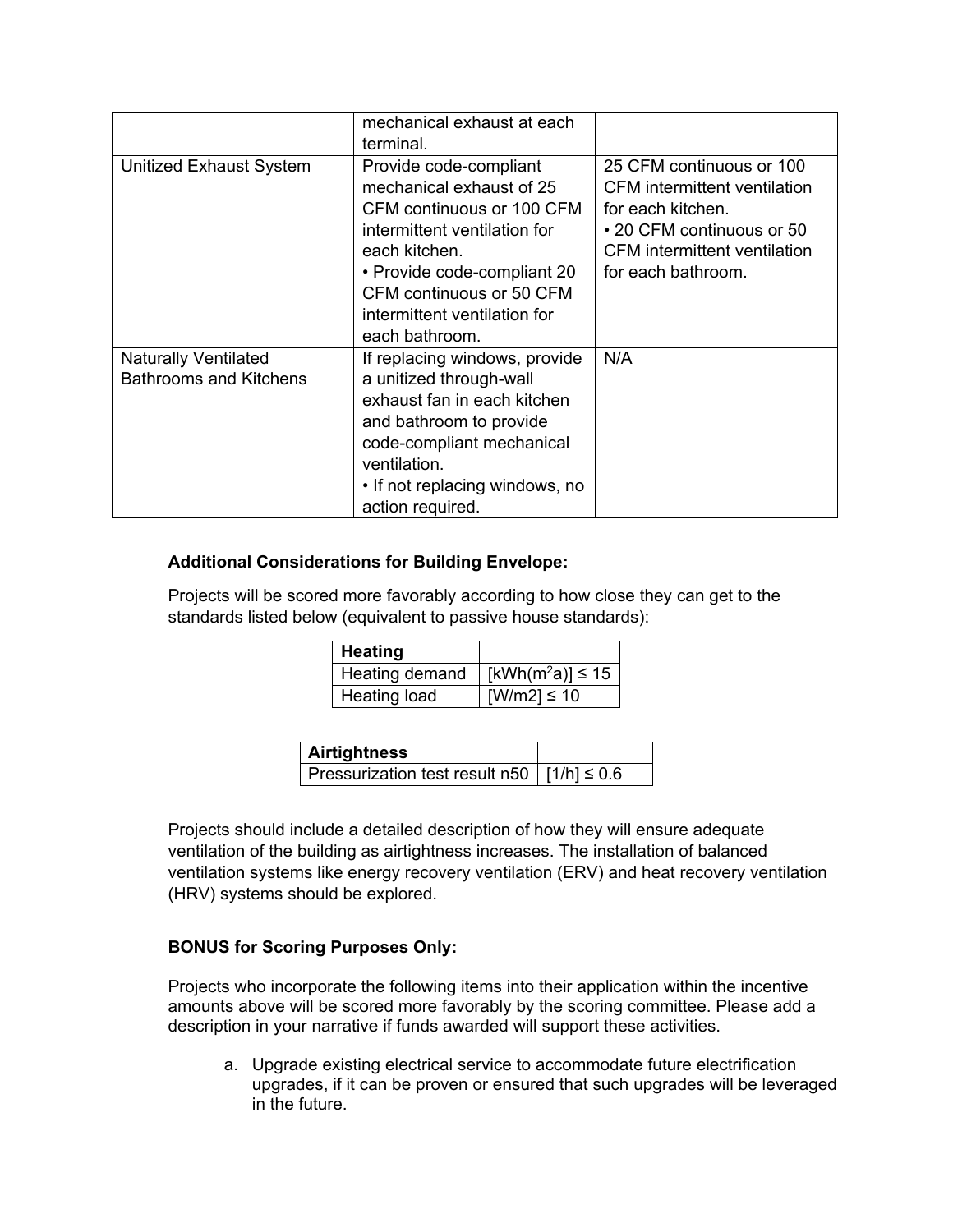| | | |
|---|---|---|
| | mechanical exhaust at each terminal. | |
| Unitized Exhaust System | Provide code-compliant mechanical exhaust of 25 CFM continuous or 100 CFM intermittent ventilation for each kitchen.<br>• Provide code-compliant 20 CFM continuous or 50 CFM intermittent ventilation for each bathroom. | 25 CFM continuous or 100 CFM intermittent ventilation for each kitchen.<br>• 20 CFM continuous or 50 CFM intermittent ventilation for each bathroom. |
| Naturally Ventilated Bathrooms and Kitchens | If replacing windows, provide a unitized through-wall exhaust fan in each kitchen and bathroom to provide code-compliant mechanical ventilation.<br>• If not replacing windows, no action required. | N/A |

**Additional Considerations for Building Envelope:**

Projects will be scored more favorably according to how close they can get to the standards listed below (equivalent to passive house standards):

| Heating | |
|---|---|
| Heating demand | [kWh($m^2$a)] ≤ 15 |
| Heating load | [W/m2] ≤ 10 |

| Airtightness | |
|---|---|
| Pressurization test result n50 | [1/h] ≤ 0.6 |

Projects should include a detailed description of how they will ensure adequate ventilation of the building as airtightness increases. The installation of balanced ventilation systems like energy recovery ventilation (ERV) and heat recovery ventilation (HRV) systems should be explored.

**BONUS for Scoring Purposes Only:**

Projects who incorporate the following items into their application within the incentive amounts above will be scored more favorably by the scoring committee. Please add a description in your narrative if funds awarded will support these activities.

a. Upgrade existing electrical service to accommodate future electrification upgrades, if it can be proven or ensured that such upgrades will be leveraged in the future.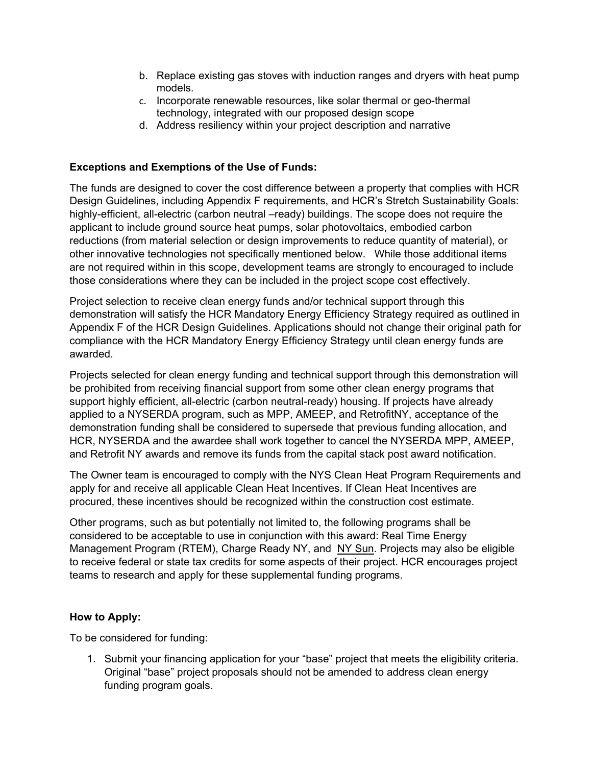b. Replace existing gas stoves with induction ranges and dryers with heat pump models.
c. Incorporate renewable resources, like solar thermal or geo-thermal technology, integrated with our proposed design scope
d. Address resiliency within your project description and narrative

**Exceptions and Exemptions of the Use of Funds:**

The funds are designed to cover the cost difference between a property that complies with HCR Design Guidelines, including Appendix F requirements, and HCR's Stretch Sustainability Goals: highly-efficient, all-electric (carbon neutral –ready) buildings. The scope does not require the applicant to include ground source heat pumps, solar photovoltaics, embodied carbon reductions (from material selection or design improvements to reduce quantity of material), or other innovative technologies not specifically mentioned below. While those additional items are not required within in this scope, development teams are strongly to encouraged to include those considerations where they can be included in the project scope cost effectively.

Project selection to receive clean energy funds and/or technical support through this demonstration will satisfy the HCR Mandatory Energy Efficiency Strategy required as outlined in Appendix F of the HCR Design Guidelines. Applications should not change their original path for compliance with the HCR Mandatory Energy Efficiency Strategy until clean energy funds are awarded.

Projects selected for clean energy funding and technical support through this demonstration will be prohibited from receiving financial support from some other clean energy programs that support highly efficient, all-electric (carbon neutral-ready) housing. If projects have already applied to a NYSERDA program, such as MPP, AMEEP, and RetrofitNY, acceptance of the demonstration funding shall be considered to supersede that previous funding allocation, and HCR, NYSERDA and the awardee shall work together to cancel the NYSERDA MPP, AMEEP, and Retrofit NY awards and remove its funds from the capital stack post award notification.

The Owner team is encouraged to comply with the NYS Clean Heat Program Requirements and apply for and receive all applicable Clean Heat Incentives. If Clean Heat Incentives are procured, these incentives should be recognized within the construction cost estimate.

Other programs, such as but potentially not limited to, the following programs shall be considered to be acceptable to use in conjunction with this award: Real Time Energy Management Program (RTEM), Charge Ready NY, and NY Sun. Projects may also be eligible to receive federal or state tax credits for some aspects of their project. HCR encourages project teams to research and apply for these supplemental funding programs.

**How to Apply:**

To be considered for funding:

1. Submit your financing application for your "base" project that meets the eligibility criteria. Original "base" project proposals should not be amended to address clean energy funding program goals.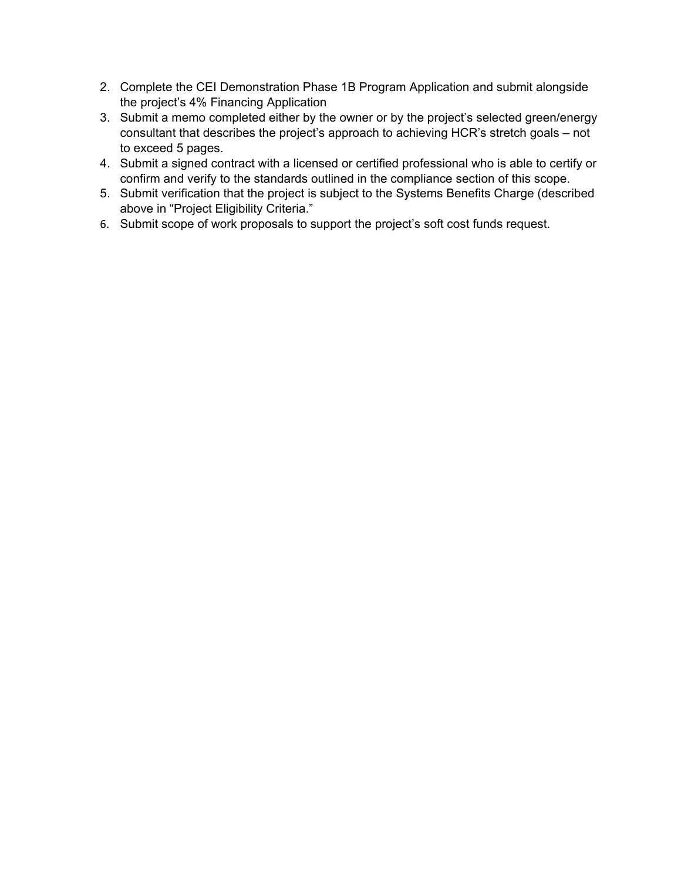2. Complete the CEI Demonstration Phase 1B Program Application and submit alongside the project's 4% Financing Application
3. Submit a memo completed either by the owner or by the project's selected green/energy consultant that describes the project's approach to achieving HCR's stretch goals – not to exceed 5 pages.
4. Submit a signed contract with a licensed or certified professional who is able to certify or confirm and verify to the standards outlined in the compliance section of this scope.
5. Submit verification that the project is subject to the Systems Benefits Charge (described above in "Project Eligibility Criteria."
6. Submit scope of work proposals to support the project's soft cost funds request.